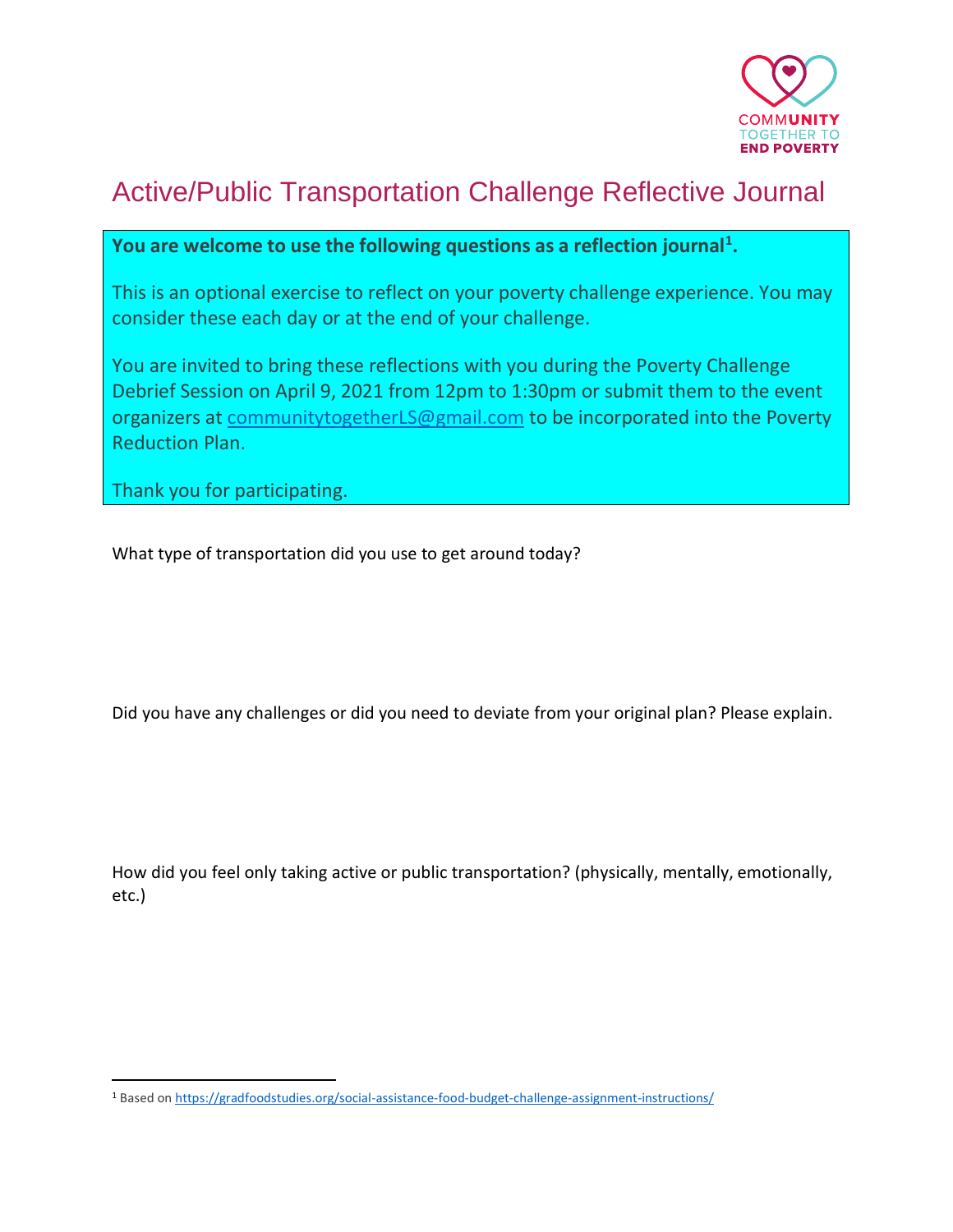COMMUNITY TOGETHER TO END POVERTY

# Active/Public Transportation Challenge Reflective Journal

**You are welcome to use the following questions as a reflection journal[1].**

This is an optional exercise to reflect on your poverty challenge experience. You may consider these each day or at the end of your challenge.

You are invited to bring these reflections with you during the Poverty Challenge Debrief Session on April 9, 2021 from 12pm to 1:30pm or submit them to the event organizers at communitytogetherLS@gmail.com to be incorporated into the Poverty Reduction Plan.

Thank you for participating.

What type of transportation did you use to get around today?

Did you have any challenges or did you need to deviate from your original plan? Please explain.

How did you feel only taking active or public transportation? (physically, mentally, emotionally, etc.)

[1] Based on https://gradfoodstudies.org/social-assistance-food-budget-challenge-assignment-instructions/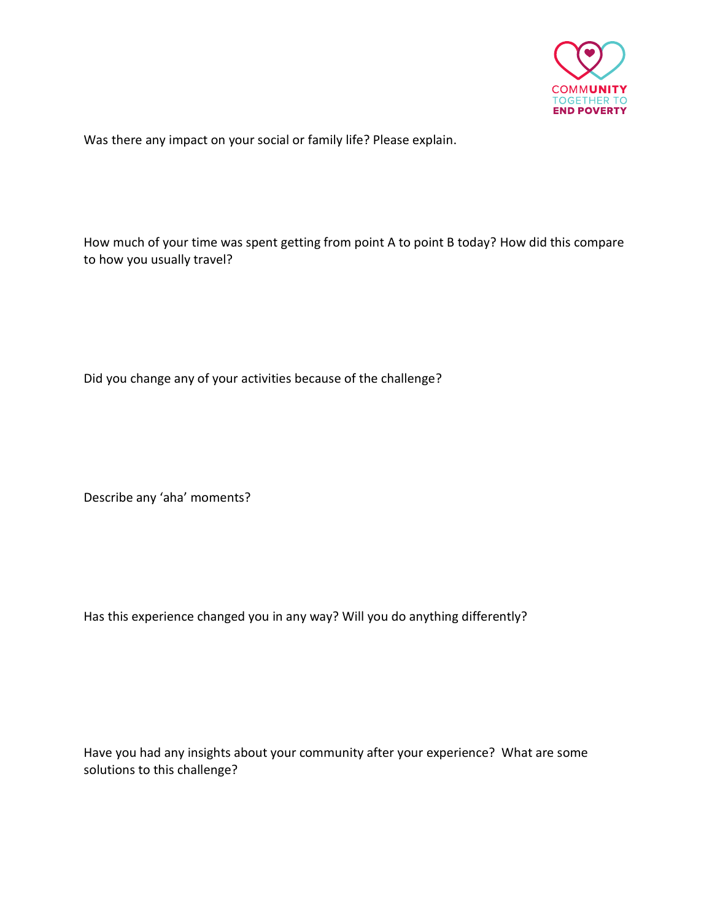Was there any impact on your social or family life? Please explain.

How much of your time was spent getting from point A to point B today? How did this compare to how you usually travel?

Did you change any of your activities because of the challenge?

Describe any 'aha' moments?

Has this experience changed you in any way? Will you do anything differently?

Have you had any insights about your community after your experience? What are some solutions to this challenge?